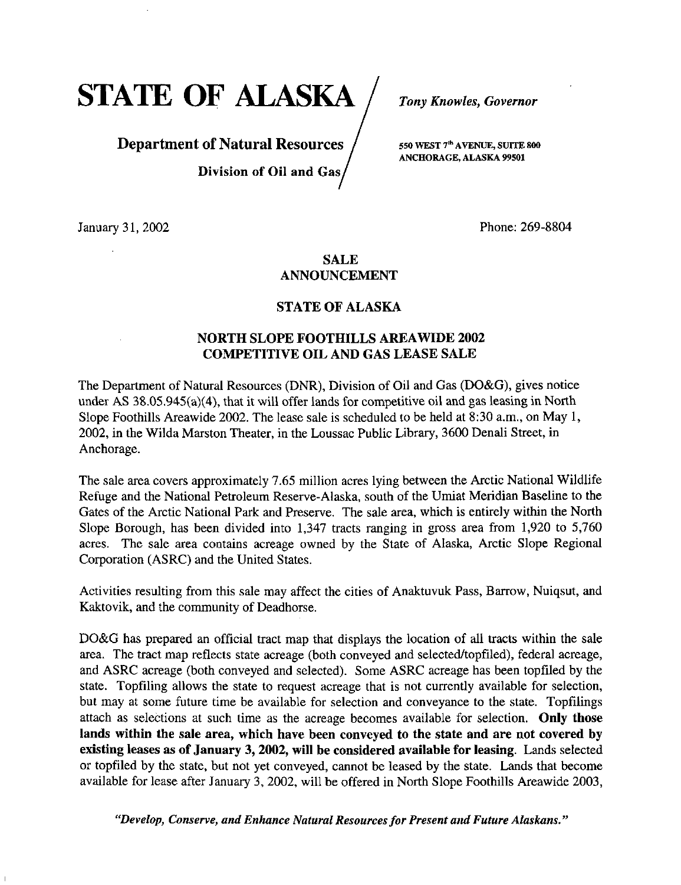# STATE OF ALASKA

*Tony Knowles, Governor*

**Department of Natural Resources**

**Division of Oil and Gas**

550 WEST 7th AVENUE, SUITE 800
ANCHORAGE, ALASKA 99501

January 31, 2002

Phone: 269-8804

## SALE ANNOUNCEMENT

## STATE OF ALASKA

## NORTH SLOPE FOOTHILLS AREAWIDE 2002 COMPETITIVE OIL AND GAS LEASE SALE

The Department of Natural Resources (DNR), Division of Oil and Gas (DO&G), gives notice under AS 38.05.945(a)(4), that it will offer lands for competitive oil and gas leasing in North Slope Foothills Areawide 2002. The lease sale is scheduled to be held at 8:30 a.m., on May 1, 2002, in the Wilda Marston Theater, in the Loussac Public Library, 3600 Denali Street, in Anchorage.

The sale area covers approximately 7.65 million acres lying between the Arctic National Wildlife Refuge and the National Petroleum Reserve-Alaska, south of the Umiat Meridian Baseline to the Gates of the Arctic National Park and Preserve. The sale area, which is entirely within the North Slope Borough, has been divided into 1,347 tracts ranging in gross area from 1,920 to 5,760 acres. The sale area contains acreage owned by the State of Alaska, Arctic Slope Regional Corporation (ASRC) and the United States.

Activities resulting from this sale may affect the cities of Anaktuvuk Pass, Barrow, Nuiqsut, and Kaktovik, and the community of Deadhorse.

DO&G has prepared an official tract map that displays the location of all tracts within the sale area. The tract map reflects state acreage (both conveyed and selected/topfiled), federal acreage, and ASRC acreage (both conveyed and selected). Some ASRC acreage has been topfiled by the state. Topfiling allows the state to request acreage that is not currently available for selection, but may at some future time be available for selection and conveyance to the state. Topfilings attach as selections at such time as the acreage becomes available for selection. **Only those lands within the sale area, which have been conveyed to the state and are not covered by existing leases as of January 3, 2002, will be considered available for leasing**. Lands selected or topfiled by the state, but not yet conveyed, cannot be leased by the state. Lands that become available for lease after January 3, 2002, will be offered in North Slope Foothills Areawide 2003,

*"Develop, Conserve, and Enhance Natural Resources for Present and Future Alaskans."*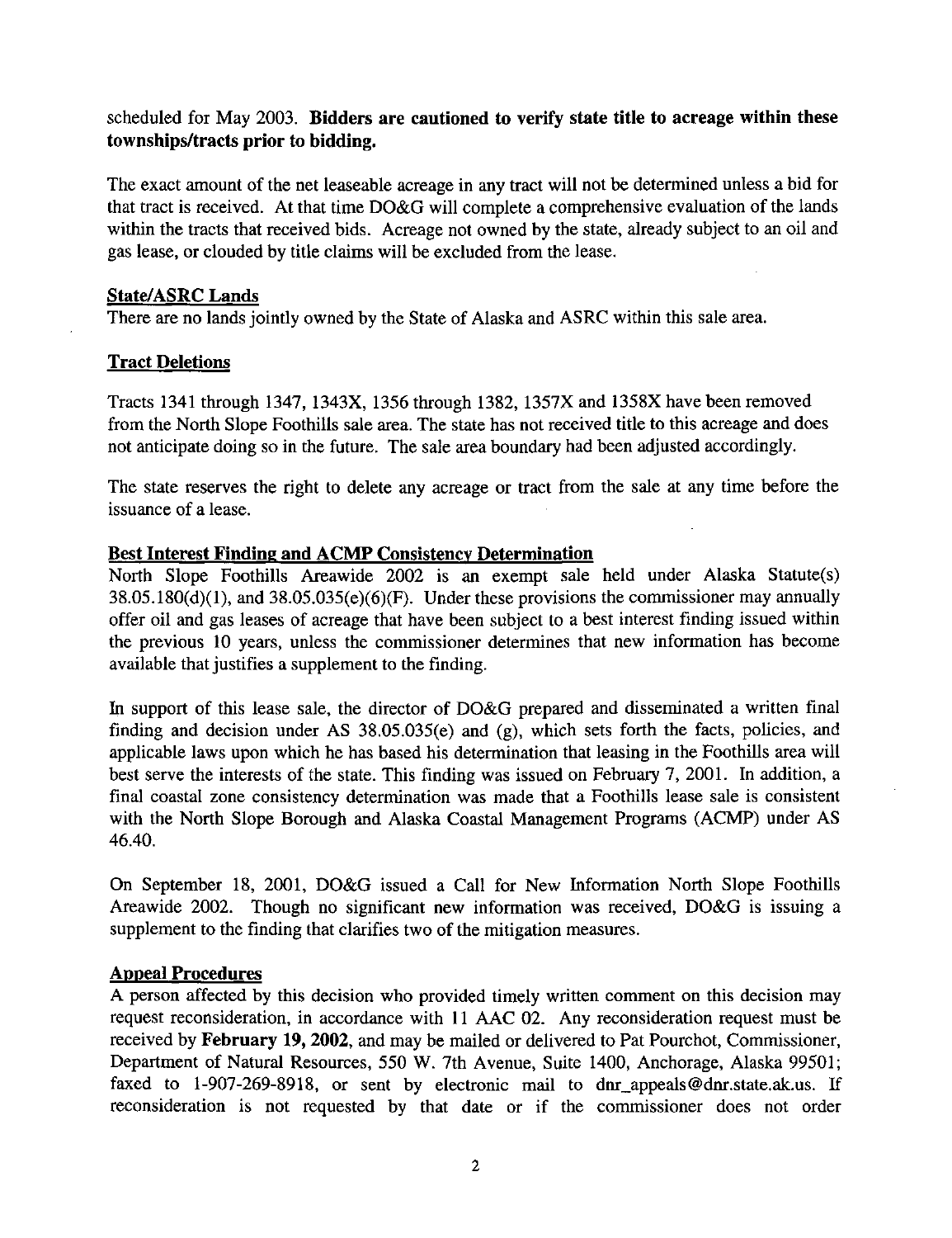scheduled for May 2003. **Bidders are cautioned to verify state title to acreage within these townships/tracts prior to bidding.**

The exact amount of the net leaseable acreage in any tract will not be determined unless a bid for that tract is received. At that time DO&G will complete a comprehensive evaluation of the lands within the tracts that received bids. Acreage not owned by the state, already subject to an oil and gas lease, or clouded by title claims will be excluded from the lease.

**State/ASRC Lands**

There are no lands jointly owned by the State of Alaska and ASRC within this sale area.

**Tract Deletions**

Tracts 1341 through 1347, 1343X, 1356 through 1382, 1357X and 1358X have been removed from the North Slope Foothills sale area. The state has not received title to this acreage and does not anticipate doing so in the future. The sale area boundary had been adjusted accordingly.

The state reserves the right to delete any acreage or tract from the sale at any time before the issuance of a lease.

**Best Interest Finding and ACMP Consistency Determination**

North Slope Foothills Areawide 2002 is an exempt sale held under Alaska Statute(s) 38.05.180(d)(1), and 38.05.035(e)(6)(F). Under these provisions the commissioner may annually offer oil and gas leases of acreage that have been subject to a best interest finding issued within the previous 10 years, unless the commissioner determines that new information has become available that justifies a supplement to the finding.

In support of this lease sale, the director of DO&G prepared and disseminated a written final finding and decision under AS 38.05.035(e) and (g), which sets forth the facts, policies, and applicable laws upon which he has based his determination that leasing in the Foothills area will best serve the interests of the state. This finding was issued on February 7, 2001. In addition, a final coastal zone consistency determination was made that a Foothills lease sale is consistent with the North Slope Borough and Alaska Coastal Management Programs (ACMP) under AS 46.40.

On September 18, 2001, DO&G issued a Call for New Information North Slope Foothills Areawide 2002. Though no significant new information was received, DO&G is issuing a supplement to the finding that clarifies two of the mitigation measures.

**Appeal Procedures**

A person affected by this decision who provided timely written comment on this decision may request reconsideration, in accordance with 11 AAC 02. Any reconsideration request must be received by **February 19, 2002**, and may be mailed or delivered to Pat Pourchot, Commissioner, Department of Natural Resources, 550 W. 7th Avenue, Suite 1400, Anchorage, Alaska 99501; faxed to 1-907-269-8918, or sent by electronic mail to dnr_appeals@dnr.state.ak.us. If reconsideration is not requested by that date or if the commissioner does not order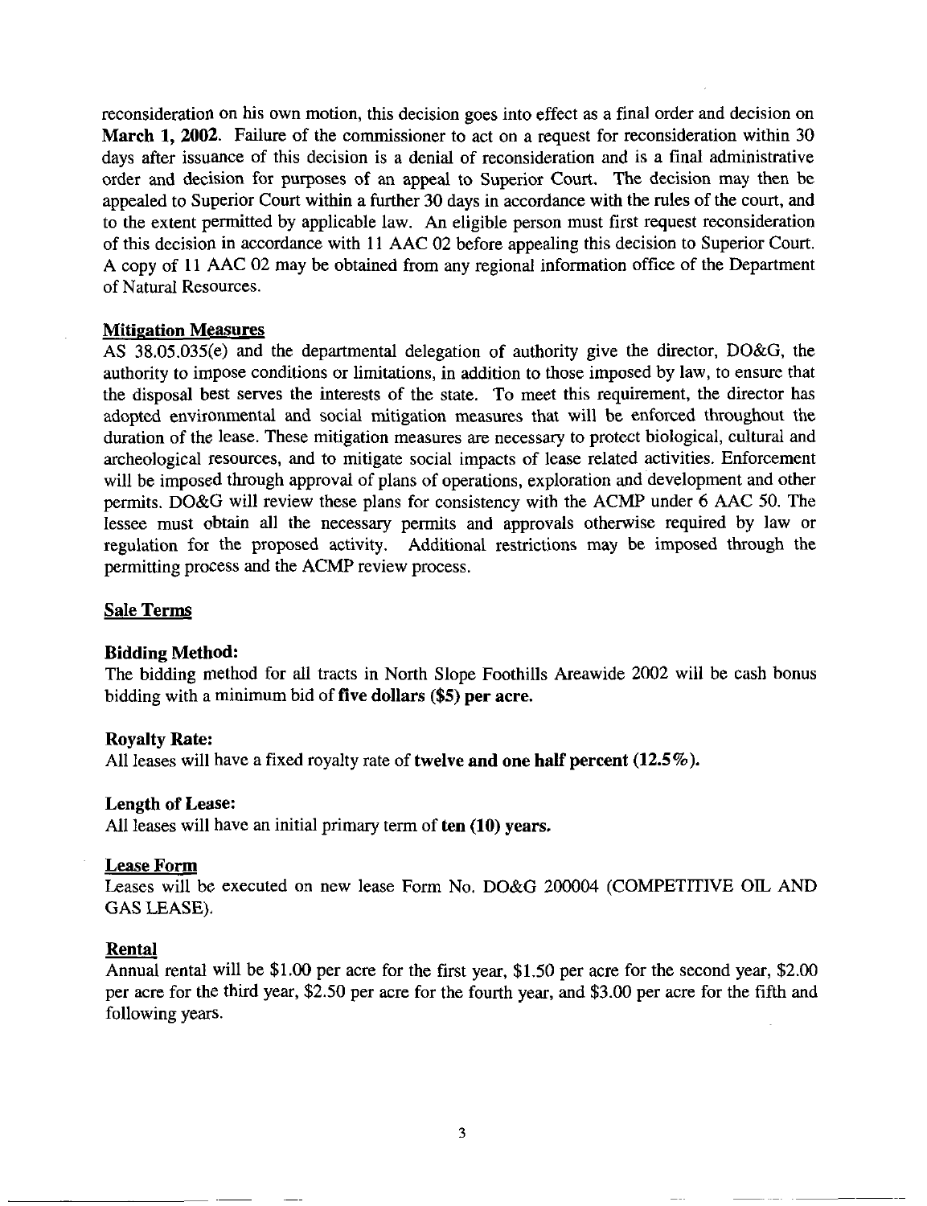reconsideration on his own motion, this decision goes into effect as a final order and decision on **March 1, 2002**. Failure of the commissioner to act on a request for reconsideration within 30 days after issuance of this decision is a denial of reconsideration and is a final administrative order and decision for purposes of an appeal to Superior Court. The decision may then be appealed to Superior Court within a further 30 days in accordance with the rules of the court, and to the extent permitted by applicable law. An eligible person must first request reconsideration of this decision in accordance with 11 AAC 02 before appealing this decision to Superior Court. A copy of 11 AAC 02 may be obtained from any regional information office of the Department of Natural Resources.

**Mitigation Measures**

AS 38.05.035(e) and the departmental delegation of authority give the director, DO&G, the authority to impose conditions or limitations, in addition to those imposed by law, to ensure that the disposal best serves the interests of the state. To meet this requirement, the director has adopted environmental and social mitigation measures that will be enforced throughout the duration of the lease. These mitigation measures are necessary to protect biological, cultural and archeological resources, and to mitigate social impacts of lease related activities. Enforcement will be imposed through approval of plans of operations, exploration and development and other permits. DO&G will review these plans for consistency with the ACMP under 6 AAC 50. The lessee must obtain all the necessary permits and approvals otherwise required by law or regulation for the proposed activity. Additional restrictions may be imposed through the permitting process and the ACMP review process.

**Sale Terms**

**Bidding Method:**

The bidding method for all tracts in North Slope Foothills Areawide 2002 will be cash bonus bidding with a minimum bid of **five dollars ($5) per acre.**

**Royalty Rate:**

All leases will have a fixed royalty rate of **twelve and one half percent (12.5%).**

**Length of Lease:**

All leases will have an initial primary term of **ten (10) years.**

**Lease Form**

Leases will be executed on new lease Form No. DO&G 200004 (COMPETITIVE OIL AND GAS LEASE).

**Rental**

Annual rental will be $1.00 per acre for the first year, $1.50 per acre for the second year, $2.00 per acre for the third year, $2.50 per acre for the fourth year, and $3.00 per acre for the fifth and following years.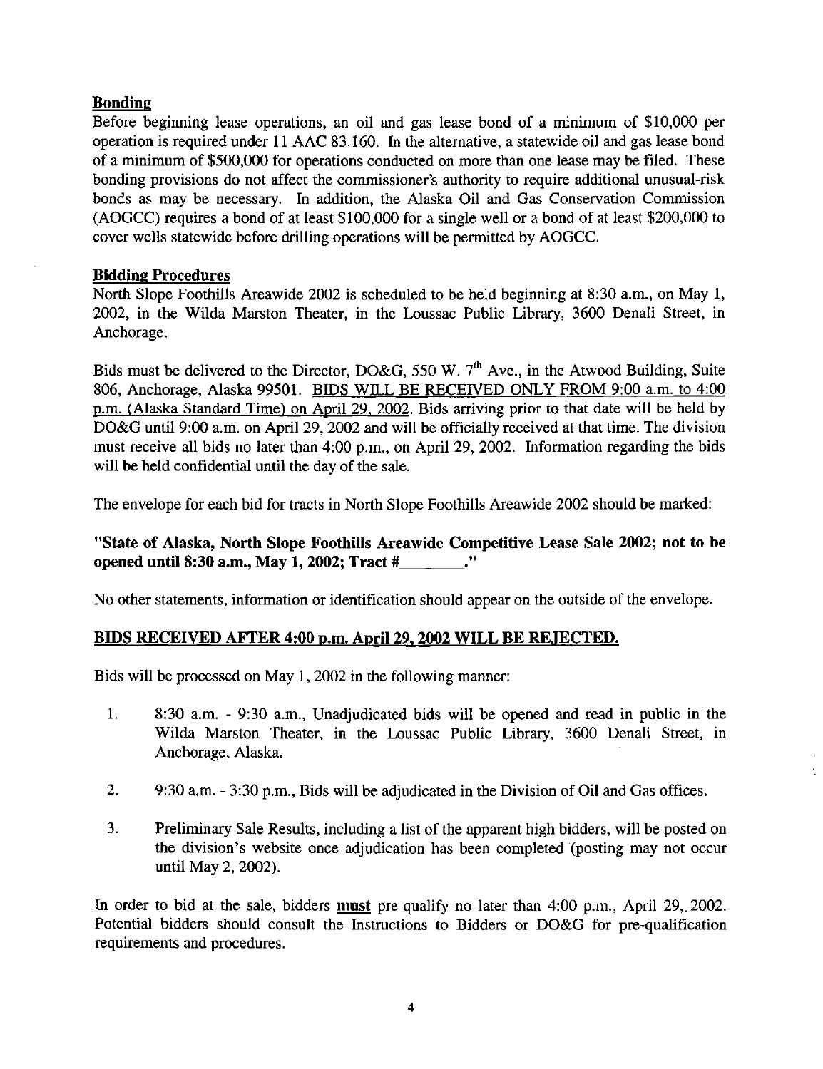## Bonding

Before beginning lease operations, an oil and gas lease bond of a minimum of $10,000 per operation is required under 11 AAC 83.160. In the alternative, a statewide oil and gas lease bond of a minimum of $500,000 for operations conducted on more than one lease may be filed. These bonding provisions do not affect the commissioner's authority to require additional unusual-risk bonds as may be necessary. In addition, the Alaska Oil and Gas Conservation Commission (AOGCC) requires a bond of at least $100,000 for a single well or a bond of at least $200,000 to cover wells statewide before drilling operations will be permitted by AOGCC.

## Bidding Procedures

North Slope Foothills Areawide 2002 is scheduled to be held beginning at 8:30 a.m., on May 1, 2002, in the Wilda Marston Theater, in the Loussac Public Library, 3600 Denali Street, in Anchorage.

Bids must be delivered to the Director, DO&G, 550 W. 7th Ave., in the Atwood Building, Suite 806, Anchorage, Alaska 99501. BIDS WILL BE RECEIVED ONLY FROM 9:00 a.m. to 4:00 p.m. (Alaska Standard Time) on April 29, 2002. Bids arriving prior to that date will be held by DO&G until 9:00 a.m. on April 29, 2002 and will be officially received at that time. The division must receive all bids no later than 4:00 p.m., on April 29, 2002. Information regarding the bids will be held confidential until the day of the sale.

The envelope for each bid for tracts in North Slope Foothills Areawide 2002 should be marked:

**"State of Alaska, North Slope Foothills Areawide Competitive Lease Sale 2002; not to be opened until 8:30 a.m., May 1, 2002; Tract #________."**

No other statements, information or identification should appear on the outside of the envelope.

**BIDS RECEIVED AFTER 4:00 p.m. April 29, 2002 WILL BE REJECTED.**

Bids will be processed on May 1, 2002 in the following manner:

1. 8:30 a.m. - 9:30 a.m., Unadjudicated bids will be opened and read in public in the Wilda Marston Theater, in the Loussac Public Library, 3600 Denali Street, in Anchorage, Alaska.
2. 9:30 a.m. - 3:30 p.m., Bids will be adjudicated in the Division of Oil and Gas offices.
3. Preliminary Sale Results, including a list of the apparent high bidders, will be posted on the division's website once adjudication has been completed (posting may not occur until May 2, 2002).

In order to bid at the sale, bidders **must** pre-qualify no later than 4:00 p.m., April 29, 2002. Potential bidders should consult the Instructions to Bidders or DO&G for pre-qualification requirements and procedures.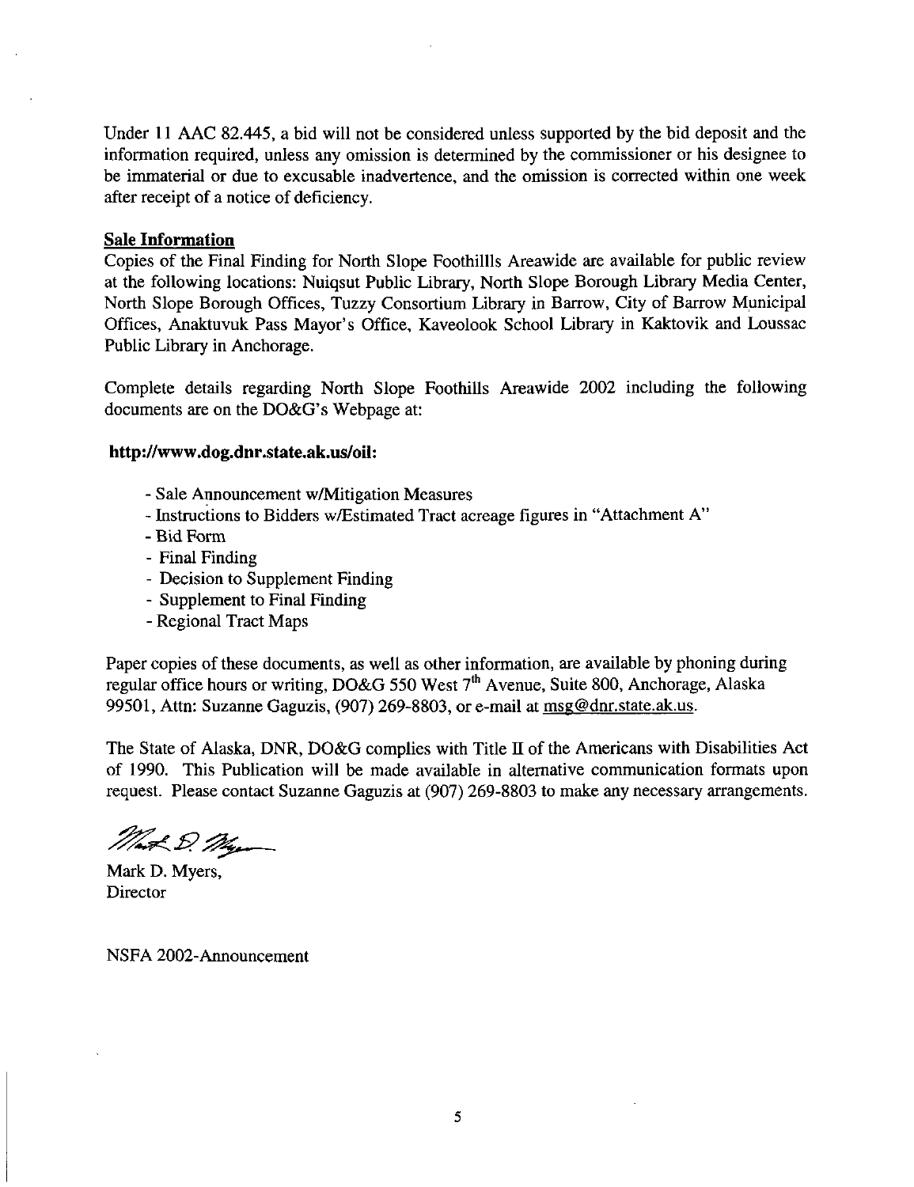Under 11 AAC 82.445, a bid will not be considered unless supported by the bid deposit and the information required, unless any omission is determined by the commissioner or his designee to be immaterial or due to excusable inadvertence, and the omission is corrected within one week after receipt of a notice of deficiency.

**Sale Information**

Copies of the Final Finding for North Slope Foothillls Areawide are available for public review at the following locations: Nuiqsut Public Library, North Slope Borough Library Media Center, North Slope Borough Offices, Tuzzy Consortium Library in Barrow, City of Barrow Municipal Offices, Anaktuvuk Pass Mayor's Office, Kaveolook School Library in Kaktovik and Loussac Public Library in Anchorage.

Complete details regarding North Slope Foothills Areawide 2002 including the following documents are on the DO&G's Webpage at:

**http://www.dog.dnr.state.ak.us/oil:**

- Sale Announcement w/Mitigation Measures
- Instructions to Bidders w/Estimated Tract acreage figures in "Attachment A"
- Bid Form
- Final Finding
- Decision to Supplement Finding
- Supplement to Final Finding
- Regional Tract Maps

Paper copies of these documents, as well as other information, are available by phoning during regular office hours or writing, DO&G 550 West 7th Avenue, Suite 800, Anchorage, Alaska 99501, Attn: Suzanne Gaguzis, (907) 269-8803, or e-mail at msg@dnr.state.ak.us.

The State of Alaska, DNR, DO&G complies with Title II of the Americans with Disabilities Act of 1990. This Publication will be made available in alternative communication formats upon request. Please contact Suzanne Gaguzis at (907) 269-8803 to make any necessary arrangements.

Mark D. Myers,
Director

NSFA 2002-Announcement